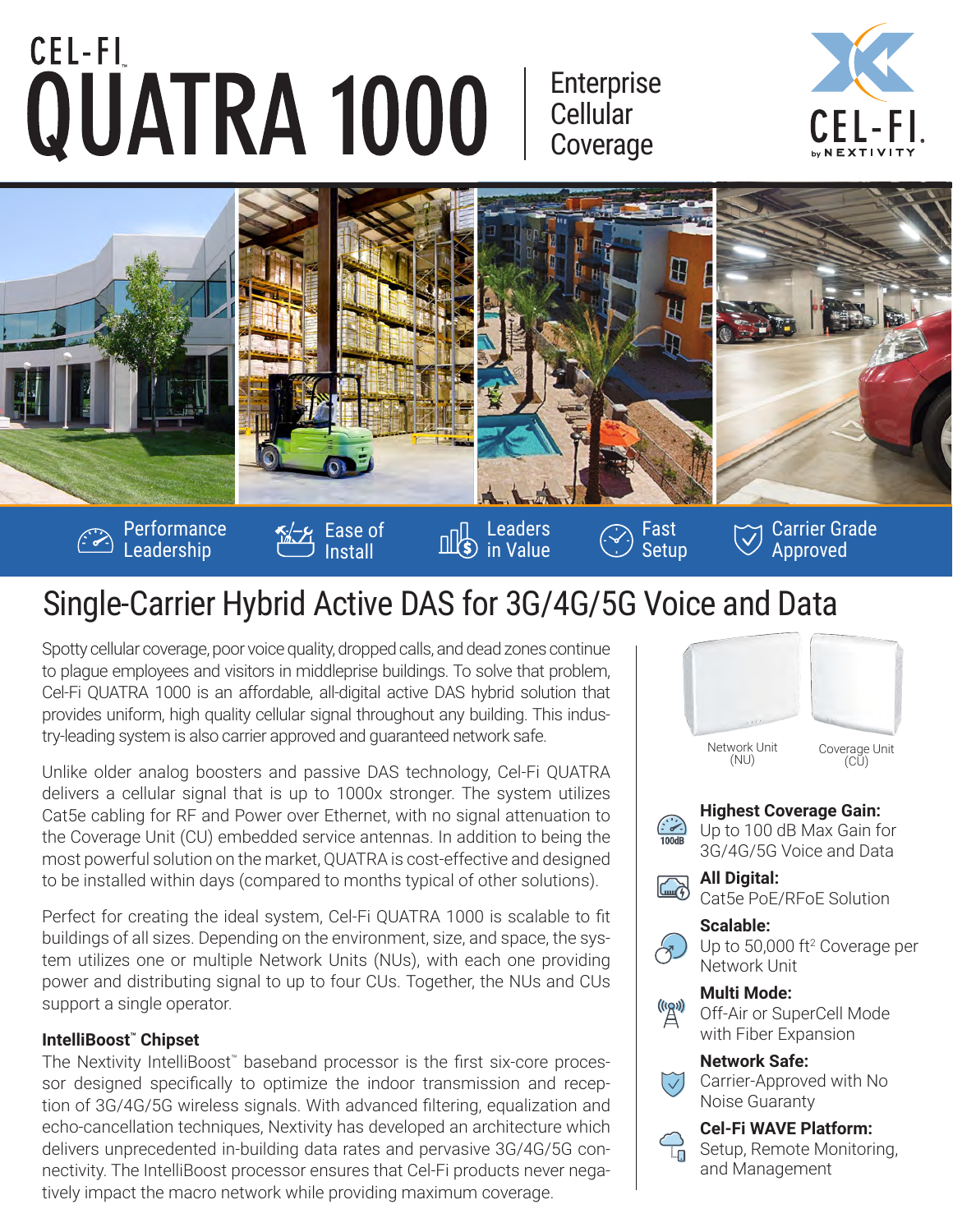# CEL-FI™ QUATRA 1000

Enterprise Cellular Coverage

CEL-FI. by NEXTIVITY

Performance Leadership | Ease of Install | Leaders in Value | Fast Setup | Carrier Grade Approved

## Single-Carrier Hybrid Active DAS for 3G/4G/5G Voice and Data

Spotty cellular coverage, poor voice quality, dropped calls, and dead zones continue to plague employees and visitors in middleprise buildings. To solve that problem, Cel-Fi QUATRA 1000 is an affordable, all-digital active DAS hybrid solution that provides uniform, high quality cellular signal throughout any building. This industry-leading system is also carrier approved and guaranteed network safe.

Unlike older analog boosters and passive DAS technology, Cel-Fi QUATRA delivers a cellular signal that is up to 1000x stronger. The system utilizes Cat5e cabling for RF and Power over Ethernet, with no signal attenuation to the Coverage Unit (CU) embedded service antennas. In addition to being the most powerful solution on the market, QUATRA is cost-effective and designed to be installed within days (compared to months typical of other solutions).

Perfect for creating the ideal system, Cel-Fi QUATRA 1000 is scalable to fit buildings of all sizes. Depending on the environment, size, and space, the system utilizes one or multiple Network Units (NUs), with each one providing power and distributing signal to up to four CUs. Together, the NUs and CUs support a single operator.

### IntelliBoost™ Chipset

The Nextivity IntelliBoost™ baseband processor is the first six-core processor designed specifically to optimize the indoor transmission and reception of 3G/4G/5G wireless signals. With advanced filtering, equalization and echo-cancellation techniques, Nextivity has developed an architecture which delivers unprecedented in-building data rates and pervasive 3G/4G/5G connectivity. The IntelliBoost processor ensures that Cel-Fi products never negatively impact the macro network while providing maximum coverage.

Network Unit (NU) | Coverage Unit (CU)

**Highest Coverage Gain:**
Up to 100 dB Max Gain for 3G/4G/5G Voice and Data

**All Digital:**
Cat5e PoE/RFoE Solution

**Scalable:**
Up to 50,000 ft$^2$ Coverage per Network Unit

**Multi Mode:**
Off-Air or SuperCell Mode with Fiber Expansion

**Network Safe:**
Carrier-Approved with No Noise Guaranty

**Cel-Fi WAVE Platform:**
Setup, Remote Monitoring, and Management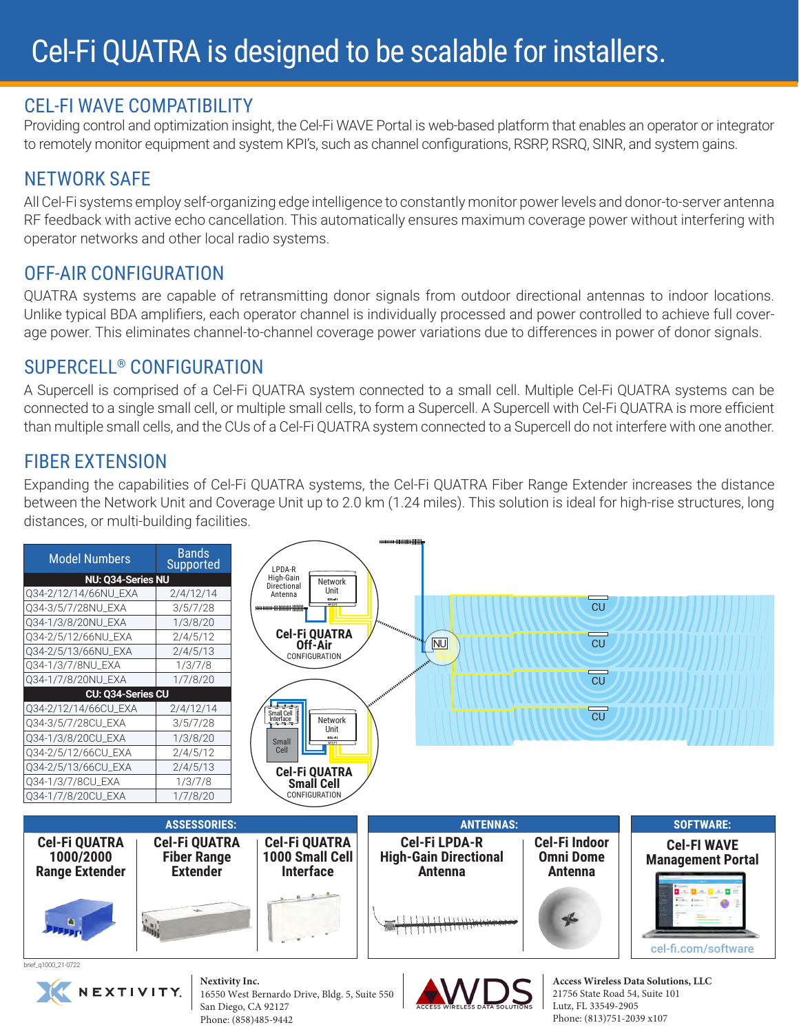# Cel-Fi QUATRA is designed to be scalable for installers.

## CEL-FI WAVE COMPATIBILITY

Providing control and optimization insight, the Cel-Fi WAVE Portal is web-based platform that enables an operator or integrator to remotely monitor equipment and system KPI's, such as channel configurations, RSRP, RSRQ, SINR, and system gains.

## NETWORK SAFE

All Cel-Fi systems employ self-organizing edge intelligence to constantly monitor power levels and donor-to-server antenna RF feedback with active echo cancellation. This automatically ensures maximum coverage power without interfering with operator networks and other local radio systems.

## OFF-AIR CONFIGURATION

QUATRA systems are capable of retransmitting donor signals from outdoor directional antennas to indoor locations. Unlike typical BDA amplifiers, each operator channel is individually processed and power controlled to achieve full coverage power. This eliminates channel-to-channel coverage power variations due to differences in power of donor signals.

## SUPERCELL® CONFIGURATION

A Supercell is comprised of a Cel-Fi QUATRA system connected to a small cell. Multiple Cel-Fi QUATRA systems can be connected to a single small cell, or multiple small cells, to form a Supercell. A Supercell with Cel-Fi QUATRA is more efficient than multiple small cells, and the CUs of a Cel-Fi QUATRA system connected to a Supercell do not interfere with one another.

## FIBER EXTENSION

Expanding the capabilities of Cel-Fi QUATRA systems, the Cel-Fi QUATRA Fiber Range Extender increases the distance between the Network Unit and Coverage Unit up to 2.0 km (1.24 miles). This solution is ideal for high-rise structures, long distances, or multi-building facilities.

| Model Numbers | Bands Supported |
|---|---|
| **NU: Q34-Series NU** | |
| Q34-2/12/14/66NU_EXA | 2/4/12/14 |
| Q34-3/5/7/28NU_EXA | 3/5/7/28 |
| Q34-1/3/8/20NU_EXA | 1/3/8/20 |
| Q34-2/5/12/66NU_EXA | 2/4/5/12 |
| Q34-2/5/13/66NU_EXA | 2/4/5/13 |
| Q34-1/3/7/8NU_EXA | 1/3/7/8 |
| Q34-1/7/8/20NU_EXA | 1/7/8/20 |
| **CU: Q34-Series CU** | |
| Q34-2/12/14/66CU_EXA | 2/4/12/14 |
| Q34-3/5/7/28CU_EXA | 3/5/7/28 |
| Q34-1/3/8/20CU_EXA | 1/3/8/20 |
| Q34-2/5/12/66CU_EXA | 2/4/5/12 |
| Q34-2/5/13/66CU_EXA | 2/4/5/13 |
| Q34-1/3/7/8CU_EXA | 1/3/7/8 |
| Q34-1/7/8/20CU_EXA | 1/7/8/20 |

LPDA-R High-Gain Directional Antenna
Network Unit
Cel-Fi QUATRA Off-Air CONFIGURATION

Small Cell Interface
Small Cell
Network Unit
Cel-Fi QUATRA Small Cell CONFIGURATION

NU
CU
CU
CU
CU

**ASSESSORIES:**

- Cel-Fi QUATRA 1000/2000 Range Extender
- Cel-Fi QUATRA Fiber Range Extender
- Cel-Fi QUATRA 1000 Small Cell Interface

**ANTENNAS:**

- Cel-Fi LPDA-R High-Gain Directional Antenna
- Cel-Fi Indoor Omni Dome Antenna

**SOFTWARE:**

- Cel-FI WAVE Management Portal

cel-fi.com/software

brief_q1000_21-0722

NEXTIVITY.

**Nextivity Inc.**
16550 West Bernardo Drive, Bldg. 5, Suite 550
San Diego, CA 92127
Phone: (858)485-9442

AWDS ACCESS WIRELESS DATA SOLUTIONS

**Access Wireless Data Solutions, LLC**
21756 State Road 54, Suite 101
Lutz, FL 33549-2905
Phone: (813)751-2039 x107